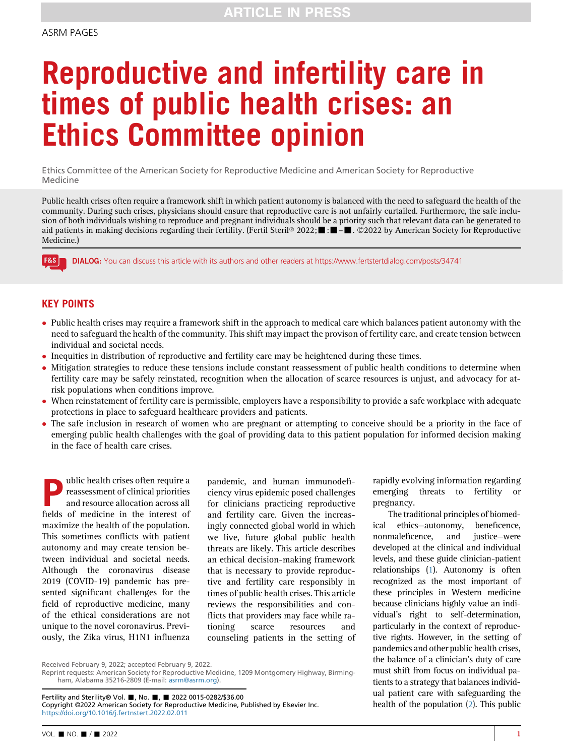# Reproductive and infertility care in times of public health crises: an Ethics Committee opinion

Ethics Committee of the American Society for Reproductive Medicine and American Society for Reproductive Medicine

Public health crises often require a framework shift in which patient autonomy is balanced with the need to safeguard the health of the community. During such crises, physicians should ensure that reproductive care is not unfairly curtailed. Furthermore, the safe inclusion of both individuals wishing to reproduce and pregnant individuals should be a priority such that relevant data can be generated to aid patients in making decisions regarding their fertility. (Fertil Steril® 2022;■:■–■. ©2022 by American Society for Reproductive Medicine.)

**DIALOG:** You can discuss this article with its authors and other readers at https://www.fertstertdialog.com/posts/34741

## KEY POINTS

- Public health crises may require a framework shift in the approach to medical care which balances patient autonomy with the need to safeguard the health of the community. This shift may impact the provison of fertility care, and create tension between individual and societal needs.
- Inequities in distribution of reproductive and fertility care may be heightened during these times.
- Mitigation strategies to reduce these tensions include constant reassessment of public health conditions to determine when fertility care may be safely reinstated, recognition when the allocation of scarce resources is unjust, and advocacy for at-risk populations when conditions improve.
- When reinstatement of fertility care is permissible, employers have a responsibility to provide a safe workplace with adequate protections in place to safeguard healthcare providers and patients.
- The safe inclusion in research of women who are pregnant or attempting to conceive should be a priority in the face of emerging public health challenges with the goal of providing data to this patient population for informed decision making in the face of health care crises.

Public health crises often require a reassessment of clinical priorities and resource allocation across all fields of medicine in the interest of maximize the health of the population. This sometimes conflicts with patient autonomy and may create tension between individual and societal needs. Although the coronavirus disease 2019 (COVID-19) pandemic has presented significant challenges for the field of reproductive medicine, many of the ethical considerations are not unique to the novel coronavirus. Previously, the Zika virus, H1N1 influenza pandemic, and human immunodeficiency virus epidemic posed challenges for clinicians practicing reproductive and fertility care. Given the increasingly connected global world in which we live, future global public health threats are likely. This article describes an ethical decision-making framework that is necessary to provide reproductive and fertility care responsibly in times of public health crises. This article reviews the responsibilities and conflicts that providers may face while rationing scarce resources and counseling patients in the setting of rapidly evolving information regarding emerging threats to fertility or pregnancy.

The traditional principles of biomedical ethics—autonomy, beneficence, nonmaleficence, and justice—were developed at the clinical and individual levels, and these guide clinician-patient relationships (1). Autonomy is often recognized as the most important of these principles in Western medicine because clinicians highly value an individual's right to self-determination, particularly in the context of reproductive rights. However, in the setting of pandemics and other public health crises, the balance of a clinician's duty of care must shift from focus on individual patients to a strategy that balances individual patient care with safeguarding the health of the population (2). This public

Received February 9, 2022; accepted February 9, 2022.
Reprint requests: American Society for Reproductive Medicine, 1209 Montgomery Highway, Birmingham, Alabama 35216-2809 (E-mail: asrm@asrm.org).

Fertility and Sterility® Vol. ■, No. ■, ■ 2022 0015-0282/$36.00
Copyright ©2022 American Society for Reproductive Medicine, Published by Elsevier Inc.
https://doi.org/10.1016/j.fertnstert.2022.02.011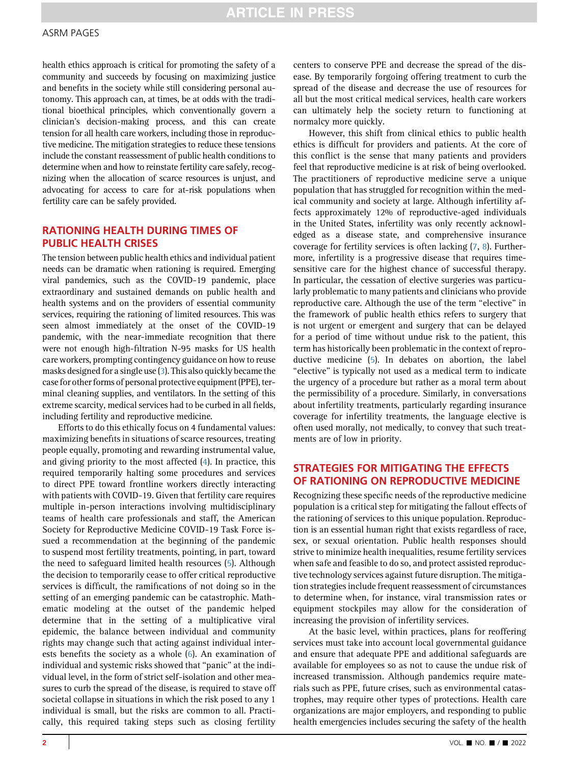health ethics approach is critical for promoting the safety of a community and succeeds by focusing on maximizing justice and benefits in the society while still considering personal autonomy. This approach can, at times, be at odds with the traditional bioethical principles, which conventionally govern a clinician's decision-making process, and this can create tension for all health care workers, including those in reproductive medicine. The mitigation strategies to reduce these tensions include the constant reassessment of public health conditions to determine when and how to reinstate fertility care safely, recognizing when the allocation of scarce resources is unjust, and advocating for access to care for at-risk populations when fertility care can be safely provided.

## RATIONING HEALTH DURING TIMES OF PUBLIC HEALTH CRISES

The tension between public health ethics and individual patient needs can be dramatic when rationing is required. Emerging viral pandemics, such as the COVID-19 pandemic, place extraordinary and sustained demands on public health and health systems and on the providers of essential community services, requiring the rationing of limited resources. This was seen almost immediately at the onset of the COVID-19 pandemic, with the near-immediate recognition that there were not enough high-filtration N-95 masks for US health care workers, prompting contingency guidance on how to reuse masks designed for a single use (3). This also quickly became the case for other forms of personal protective equipment (PPE), terminal cleaning supplies, and ventilators. In the setting of this extreme scarcity, medical services had to be curbed in all fields, including fertility and reproductive medicine.

Efforts to do this ethically focus on 4 fundamental values: maximizing benefits in situations of scarce resources, treating people equally, promoting and rewarding instrumental value, and giving priority to the most affected (4). In practice, this required temporarily halting some procedures and services to direct PPE toward frontline workers directly interacting with patients with COVID-19. Given that fertility care requires multiple in-person interactions involving multidisciplinary teams of health care professionals and staff, the American Society for Reproductive Medicine COVID-19 Task Force issued a recommendation at the beginning of the pandemic to suspend most fertility treatments, pointing, in part, toward the need to safeguard limited health resources (5). Although the decision to temporarily cease to offer critical reproductive services is difficult, the ramifications of not doing so in the setting of an emerging pandemic can be catastrophic. Mathematic modeling at the outset of the pandemic helped determine that in the setting of a multiplicative viral epidemic, the balance between individual and community rights may change such that acting against individual interests benefits the society as a whole (6). An examination of individual and systemic risks showed that "panic" at the individual level, in the form of strict self-isolation and other measures to curb the spread of the disease, is required to stave off societal collapse in situations in which the risk posed to any 1 individual is small, but the risks are common to all. Practically, this required taking steps such as closing fertility centers to conserve PPE and decrease the spread of the disease. By temporarily forgoing offering treatment to curb the spread of the disease and decrease the use of resources for all but the most critical medical services, health care workers can ultimately help the society return to functioning at normalcy more quickly.

However, this shift from clinical ethics to public health ethics is difficult for providers and patients. At the core of this conflict is the sense that many patients and providers feel that reproductive medicine is at risk of being overlooked. The practitioners of reproductive medicine serve a unique population that has struggled for recognition within the medical community and society at large. Although infertility affects approximately 12% of reproductive-aged individuals in the United States, infertility was only recently acknowledged as a disease state, and comprehensive insurance coverage for fertility services is often lacking (7, 8). Furthermore, infertility is a progressive disease that requires time-sensitive care for the highest chance of successful therapy. In particular, the cessation of elective surgeries was particularly problematic to many patients and clinicians who provide reproductive care. Although the use of the term "elective" in the framework of public health ethics refers to surgery that is not urgent or emergent and surgery that can be delayed for a period of time without undue risk to the patient, this term has historically been problematic in the context of reproductive medicine (5). In debates on abortion, the label "elective" is typically not used as a medical term to indicate the urgency of a procedure but rather as a moral term about the permissibility of a procedure. Similarly, in conversations about infertility treatments, particularly regarding insurance coverage for infertility treatments, the language elective is often used morally, not medically, to convey that such treatments are of low in priority.

## STRATEGIES FOR MITIGATING THE EFFECTS OF RATIONING ON REPRODUCTIVE MEDICINE

Recognizing these specific needs of the reproductive medicine population is a critical step for mitigating the fallout effects of the rationing of services to this unique population. Reproduction is an essential human right that exists regardless of race, sex, or sexual orientation. Public health responses should strive to minimize health inequalities, resume fertility services when safe and feasible to do so, and protect assisted reproductive technology services against future disruption. The mitigation strategies include frequent reassessment of circumstances to determine when, for instance, viral transmission rates or equipment stockpiles may allow for the consideration of increasing the provision of infertility services.

At the basic level, within practices, plans for reoffering services must take into account local governmental guidance and ensure that adequate PPE and additional safeguards are available for employees so as not to cause the undue risk of increased transmission. Although pandemics require materials such as PPE, future crises, such as environmental catastrophes, may require other types of protections. Health care organizations are major employers, and responding to public health emergencies includes securing the safety of the health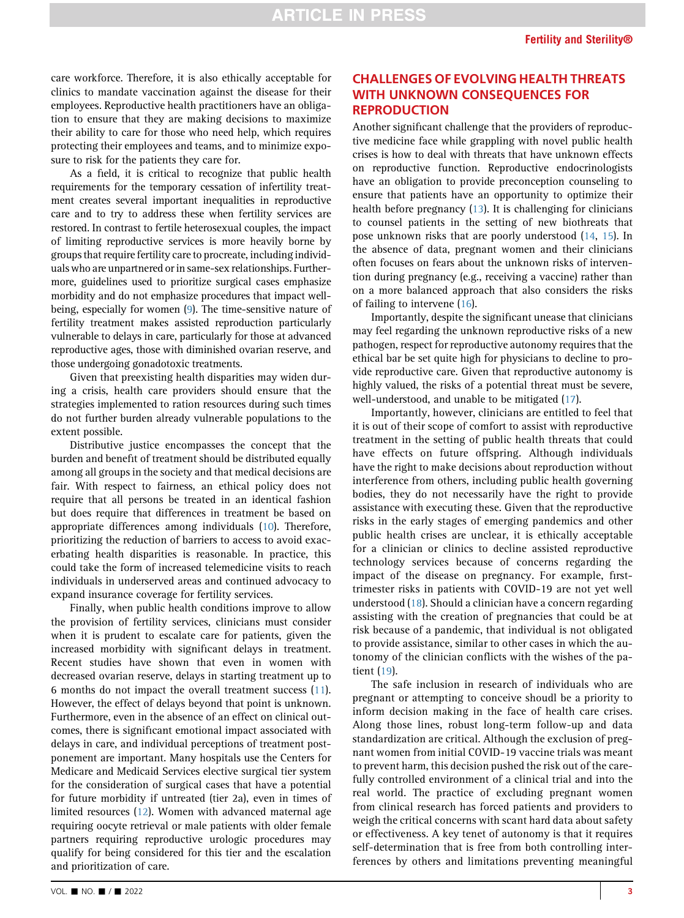care workforce. Therefore, it is also ethically acceptable for clinics to mandate vaccination against the disease for their employees. Reproductive health practitioners have an obligation to ensure that they are making decisions to maximize their ability to care for those who need help, which requires protecting their employees and teams, and to minimize exposure to risk for the patients they care for.

As a field, it is critical to recognize that public health requirements for the temporary cessation of infertility treatment creates several important inequalities in reproductive care and to try to address these when fertility services are restored. In contrast to fertile heterosexual couples, the impact of limiting reproductive services is more heavily borne by groups that require fertility care to procreate, including individuals who are unpartnered or in same-sex relationships. Furthermore, guidelines used to prioritize surgical cases emphasize morbidity and do not emphasize procedures that impact well-being, especially for women (9). The time-sensitive nature of fertility treatment makes assisted reproduction particularly vulnerable to delays in care, particularly for those at advanced reproductive ages, those with diminished ovarian reserve, and those undergoing gonadotoxic treatments.

Given that preexisting health disparities may widen during a crisis, health care providers should ensure that the strategies implemented to ration resources during such times do not further burden already vulnerable populations to the extent possible.

Distributive justice encompasses the concept that the burden and benefit of treatment should be distributed equally among all groups in the society and that medical decisions are fair. With respect to fairness, an ethical policy does not require that all persons be treated in an identical fashion but does require that differences in treatment be based on appropriate differences among individuals (10). Therefore, prioritizing the reduction of barriers to access to avoid exacerbating health disparities is reasonable. In practice, this could take the form of increased telemedicine visits to reach individuals in underserved areas and continued advocacy to expand insurance coverage for fertility services.

Finally, when public health conditions improve to allow the provision of fertility services, clinicians must consider when it is prudent to escalate care for patients, given the increased morbidity with significant delays in treatment. Recent studies have shown that even in women with decreased ovarian reserve, delays in starting treatment up to 6 months do not impact the overall treatment success (11). However, the effect of delays beyond that point is unknown. Furthermore, even in the absence of an effect on clinical outcomes, there is significant emotional impact associated with delays in care, and individual perceptions of treatment postponement are important. Many hospitals use the Centers for Medicare and Medicaid Services elective surgical tier system for the consideration of surgical cases that have a potential for future morbidity if untreated (tier 2a), even in times of limited resources (12). Women with advanced maternal age requiring oocyte retrieval or male patients with older female partners requiring reproductive urologic procedures may qualify for being considered for this tier and the escalation and prioritization of care.

## CHALLENGES OF EVOLVING HEALTH THREATS WITH UNKNOWN CONSEQUENCES FOR REPRODUCTION

Another significant challenge that the providers of reproductive medicine face while grappling with novel public health crises is how to deal with threats that have unknown effects on reproductive function. Reproductive endocrinologists have an obligation to provide preconception counseling to ensure that patients have an opportunity to optimize their health before pregnancy (13). It is challenging for clinicians to counsel patients in the setting of new biothreats that pose unknown risks that are poorly understood (14, 15). In the absence of data, pregnant women and their clinicians often focuses on fears about the unknown risks of intervention during pregnancy (e.g., receiving a vaccine) rather than on a more balanced approach that also considers the risks of failing to intervene (16).

Importantly, despite the significant unease that clinicians may feel regarding the unknown reproductive risks of a new pathogen, respect for reproductive autonomy requires that the ethical bar be set quite high for physicians to decline to provide reproductive care. Given that reproductive autonomy is highly valued, the risks of a potential threat must be severe, well-understood, and unable to be mitigated (17).

Importantly, however, clinicians are entitled to feel that it is out of their scope of comfort to assist with reproductive treatment in the setting of public health threats that could have effects on future offspring. Although individuals have the right to make decisions about reproduction without interference from others, including public health governing bodies, they do not necessarily have the right to provide assistance with executing these. Given that the reproductive risks in the early stages of emerging pandemics and other public health crises are unclear, it is ethically acceptable for a clinician or clinics to decline assisted reproductive technology services because of concerns regarding the impact of the disease on pregnancy. For example, first-trimester risks in patients with COVID-19 are not yet well understood (18). Should a clinician have a concern regarding assisting with the creation of pregnancies that could be at risk because of a pandemic, that individual is not obligated to provide assistance, similar to other cases in which the autonomy of the clinician conflicts with the wishes of the patient (19).

The safe inclusion in research of individuals who are pregnant or attempting to conceive shoudl be a priority to inform decision making in the face of health care crises. Along those lines, robust long-term follow-up and data standardization are critical. Although the exclusion of pregnant women from initial COVID-19 vaccine trials was meant to prevent harm, this decision pushed the risk out of the carefully controlled environment of a clinical trial and into the real world. The practice of excluding pregnant women from clinical research has forced patients and providers to weigh the critical concerns with scant hard data about safety or effectiveness. A key tenet of autonomy is that it requires self-determination that is free from both controlling interferences by others and limitations preventing meaningful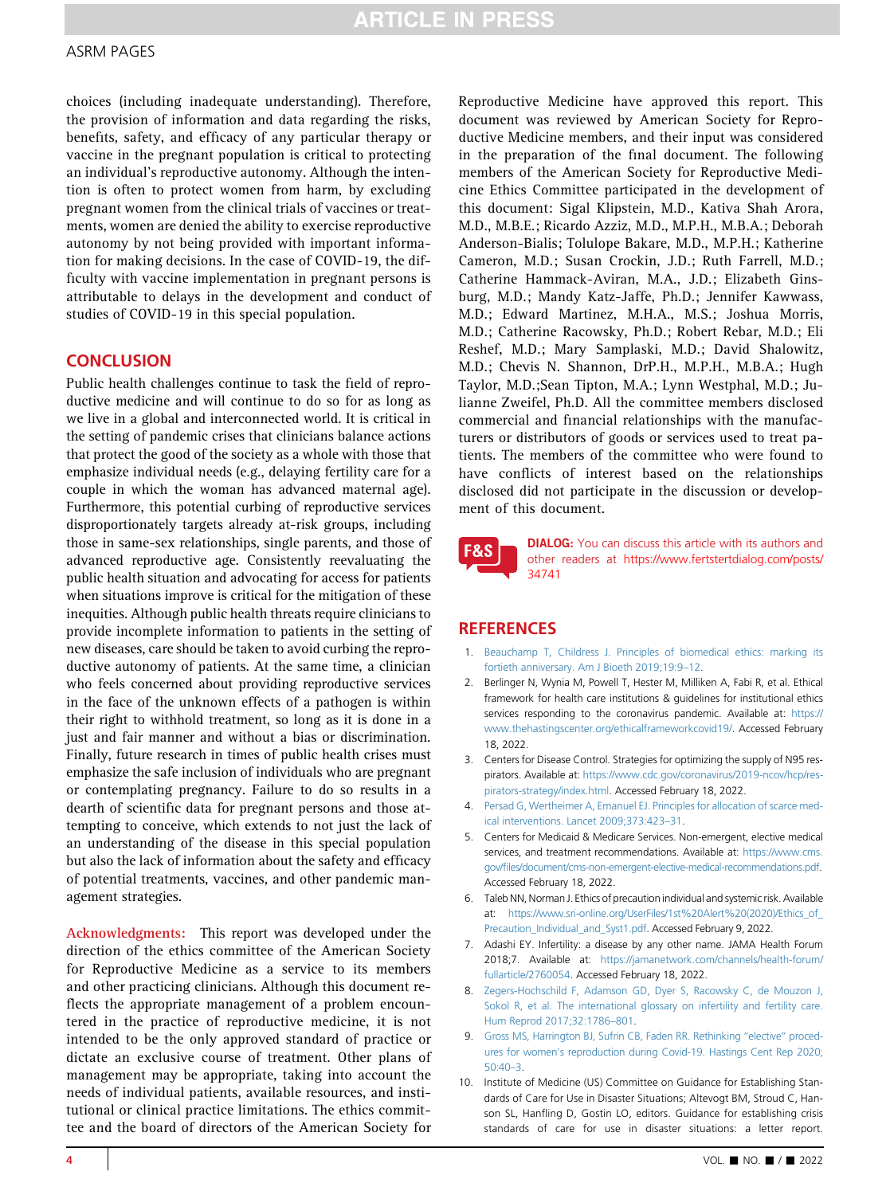choices (including inadequate understanding). Therefore, the provision of information and data regarding the risks, benefits, safety, and efficacy of any particular therapy or vaccine in the pregnant population is critical to protecting an individual's reproductive autonomy. Although the intention is often to protect women from harm, by excluding pregnant women from the clinical trials of vaccines or treatments, women are denied the ability to exercise reproductive autonomy by not being provided with important information for making decisions. In the case of COVID-19, the difficulty with vaccine implementation in pregnant persons is attributable to delays in the development and conduct of studies of COVID-19 in this special population.

## CONCLUSION

Public health challenges continue to task the field of reproductive medicine and will continue to do so for as long as we live in a global and interconnected world. It is critical in the setting of pandemic crises that clinicians balance actions that protect the good of the society as a whole with those that emphasize individual needs (e.g., delaying fertility care for a couple in which the woman has advanced maternal age). Furthermore, this potential curbing of reproductive services disproportionately targets already at-risk groups, including those in same-sex relationships, single parents, and those of advanced reproductive age. Consistently reevaluating the public health situation and advocating for access for patients when situations improve is critical for the mitigation of these inequities. Although public health threats require clinicians to provide incomplete information to patients in the setting of new diseases, care should be taken to avoid curbing the reproductive autonomy of patients. At the same time, a clinician who feels concerned about providing reproductive services in the face of the unknown effects of a pathogen is within their right to withhold treatment, so long as it is done in a just and fair manner and without a bias or discrimination. Finally, future research in times of public health crises must emphasize the safe inclusion of individuals who are pregnant or contemplating pregnancy. Failure to do so results in a dearth of scientific data for pregnant persons and those attempting to conceive, which extends to not just the lack of an understanding of the disease in this special population but also the lack of information about the safety and efficacy of potential treatments, vaccines, and other pandemic management strategies.

**Acknowledgments:** This report was developed under the direction of the ethics committee of the American Society for Reproductive Medicine as a service to its members and other practicing clinicians. Although this document reflects the appropriate management of a problem encountered in the practice of reproductive medicine, it is not intended to be the only approved standard of practice or dictate an exclusive course of treatment. Other plans of management may be appropriate, taking into account the needs of individual patients, available resources, and institutional or clinical practice limitations. The ethics committee and the board of directors of the American Society for Reproductive Medicine have approved this report. This document was reviewed by American Society for Reproductive Medicine members, and their input was considered in the preparation of the final document. The following members of the American Society for Reproductive Medicine Ethics Committee participated in the development of this document: Sigal Klipstein, M.D., Kativa Shah Arora, M.D., M.B.E.; Ricardo Azziz, M.D., M.P.H., M.B.A.; Deborah Anderson-Bialis; Tolulope Bakare, M.D., M.P.H.; Katherine Cameron, M.D.; Susan Crockin, J.D.; Ruth Farrell, M.D.; Catherine Hammack-Aviran, M.A., J.D.; Elizabeth Ginsburg, M.D.; Mandy Katz-Jaffe, Ph.D.; Jennifer Kawwass, M.D.; Edward Martinez, M.H.A., M.S.; Joshua Morris, M.D.; Catherine Racowsky, Ph.D.; Robert Rebar, M.D.; Eli Reshef, M.D.; Mary Samplaski, M.D.; David Shalowitz, M.D.; Chevis N. Shannon, DrP.H., M.P.H., M.B.A.; Hugh Taylor, M.D.;Sean Tipton, M.A.; Lynn Westphal, M.D.; Julianne Zweifel, Ph.D. All the committee members disclosed commercial and financial relationships with the manufacturers or distributors of goods or services used to treat patients. The members of the committee who were found to have conflicts of interest based on the relationships disclosed did not participate in the discussion or development of this document.

**DIALOG:** You can discuss this article with its authors and other readers at https://www.fertstertdialog.com/posts/34741

## REFERENCES

1. Beauchamp T, Childress J. Principles of biomedical ethics: marking its fortieth anniversary. Am J Bioeth 2019;19:9–12.
2. Berlinger N, Wynia M, Powell T, Hester M, Milliken A, Fabi R, et al. Ethical framework for health care institutions & guidelines for institutional ethics services responding to the coronavirus pandemic. Available at: https://www.thehastingscenter.org/ethicalframeworkcovid19/. Accessed February 18, 2022.
3. Centers for Disease Control. Strategies for optimizing the supply of N95 respirators. Available at: https://www.cdc.gov/coronavirus/2019-ncov/hcp/respirators-strategy/index.html. Accessed February 18, 2022.
4. Persad G, Wertheimer A, Emanuel EJ. Principles for allocation of scarce medical interventions. Lancet 2009;373:423–31.
5. Centers for Medicaid & Medicare Services. Non-emergent, elective medical services, and treatment recommendations. Available at: https://www.cms.gov/files/document/cms-non-emergent-elective-medical-recommendations.pdf. Accessed February 18, 2022.
6. Taleb NN, Norman J. Ethics of precaution individual and systemic risk. Available at: https://www.sri-online.org/UserFiles/1st%20Alert%20(2020)/Ethics_of_Precaution_Individual_and_Syst1.pdf. Accessed February 9, 2022.
7. Adashi EY. Infertility: a disease by any other name. JAMA Health Forum 2018;7. Available at: https://jamanetwork.com/channels/health-forum/fullarticle/2760054. Accessed February 18, 2022.
8. Zegers-Hochschild F, Adamson GD, Dyer S, Racowsky C, de Mouzon J, Sokol R, et al. The international glossary on infertility and fertility care. Hum Reprod 2017;32:1786–801.
9. Gross MS, Harrington BJ, Sufrin CB, Faden RR. Rethinking "elective" procedures for women's reproduction during Covid-19. Hastings Cent Rep 2020;50:40–3.
10. Institute of Medicine (US) Committee on Guidance for Establishing Standards of Care for Use in Disaster Situations; Altevogt BM, Stroud C, Hanson SL, Hanfling D, Gostin LO, editors. Guidance for establishing crisis standards of care for use in disaster situations: a letter report.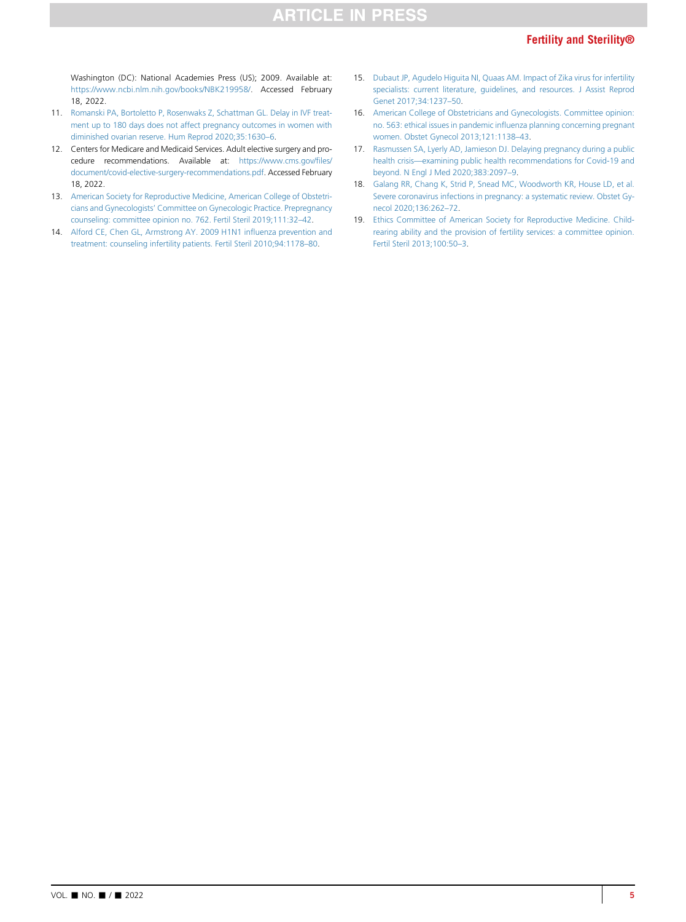Washington (DC): National Academies Press (US); 2009. Available at: https://www.ncbi.nlm.nih.gov/books/NBK219958/. Accessed February 18, 2022.

11. Romanski PA, Bortoletto P, Rosenwaks Z, Schattman GL. Delay in IVF treatment up to 180 days does not affect pregnancy outcomes in women with diminished ovarian reserve. Hum Reprod 2020;35:1630–6.
12. Centers for Medicare and Medicaid Services. Adult elective surgery and procedure recommendations. Available at: https://www.cms.gov/files/document/covid-elective-surgery-recommendations.pdf. Accessed February 18, 2022.
13. American Society for Reproductive Medicine, American College of Obstetricians and Gynecologists' Committee on Gynecologic Practice. Prepregnancy counseling: committee opinion no. 762. Fertil Steril 2019;111:32–42.
14. Alford CE, Chen GL, Armstrong AY. 2009 H1N1 influenza prevention and treatment: counseling infertility patients. Fertil Steril 2010;94:1178–80.
15. Dubaut JP, Agudelo Higuita NI, Quaas AM. Impact of Zika virus for infertility specialists: current literature, guidelines, and resources. J Assist Reprod Genet 2017;34:1237–50.
16. American College of Obstetricians and Gynecologists. Committee opinion: no. 563: ethical issues in pandemic influenza planning concerning pregnant women. Obstet Gynecol 2013;121:1138–43.
17. Rasmussen SA, Lyerly AD, Jamieson DJ. Delaying pregnancy during a public health crisis—examining public health recommendations for Covid-19 and beyond. N Engl J Med 2020;383:2097–9.
18. Galang RR, Chang K, Strid P, Snead MC, Woodworth KR, House LD, et al. Severe coronavirus infections in pregnancy: a systematic review. Obstet Gynecol 2020;136:262–72.
19. Ethics Committee of American Society for Reproductive Medicine. Child-rearing ability and the provision of fertility services: a committee opinion. Fertil Steril 2013;100:50–3.